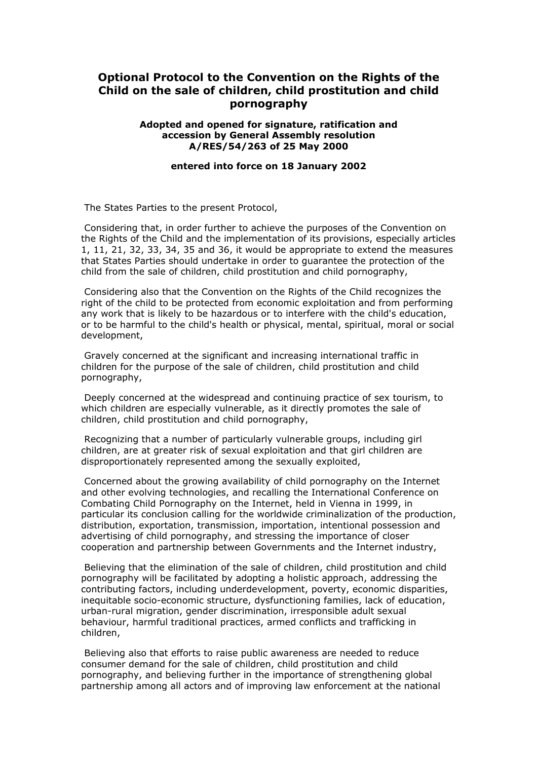# Optional Protocol to the Convention on the Rights of the Child on the sale of children, child prostitution and child pornography

**Adopted and opened for signature, ratification and accession by General Assembly resolution A/RES/54/263 of 25 May 2000**

**entered into force on 18 January 2002**

The States Parties to the present Protocol,

Considering that, in order further to achieve the purposes of the Convention on the Rights of the Child and the implementation of its provisions, especially articles 1, 11, 21, 32, 33, 34, 35 and 36, it would be appropriate to extend the measures that States Parties should undertake in order to guarantee the protection of the child from the sale of children, child prostitution and child pornography,

Considering also that the Convention on the Rights of the Child recognizes the right of the child to be protected from economic exploitation and from performing any work that is likely to be hazardous or to interfere with the child's education, or to be harmful to the child's health or physical, mental, spiritual, moral or social development,

Gravely concerned at the significant and increasing international traffic in children for the purpose of the sale of children, child prostitution and child pornography,

Deeply concerned at the widespread and continuing practice of sex tourism, to which children are especially vulnerable, as it directly promotes the sale of children, child prostitution and child pornography,

Recognizing that a number of particularly vulnerable groups, including girl children, are at greater risk of sexual exploitation and that girl children are disproportionately represented among the sexually exploited,

Concerned about the growing availability of child pornography on the Internet and other evolving technologies, and recalling the International Conference on Combating Child Pornography on the Internet, held in Vienna in 1999, in particular its conclusion calling for the worldwide criminalization of the production, distribution, exportation, transmission, importation, intentional possession and advertising of child pornography, and stressing the importance of closer cooperation and partnership between Governments and the Internet industry,

Believing that the elimination of the sale of children, child prostitution and child pornography will be facilitated by adopting a holistic approach, addressing the contributing factors, including underdevelopment, poverty, economic disparities, inequitable socio-economic structure, dysfunctioning families, lack of education, urban-rural migration, gender discrimination, irresponsible adult sexual behaviour, harmful traditional practices, armed conflicts and trafficking in children,

Believing also that efforts to raise public awareness are needed to reduce consumer demand for the sale of children, child prostitution and child pornography, and believing further in the importance of strengthening global partnership among all actors and of improving law enforcement at the national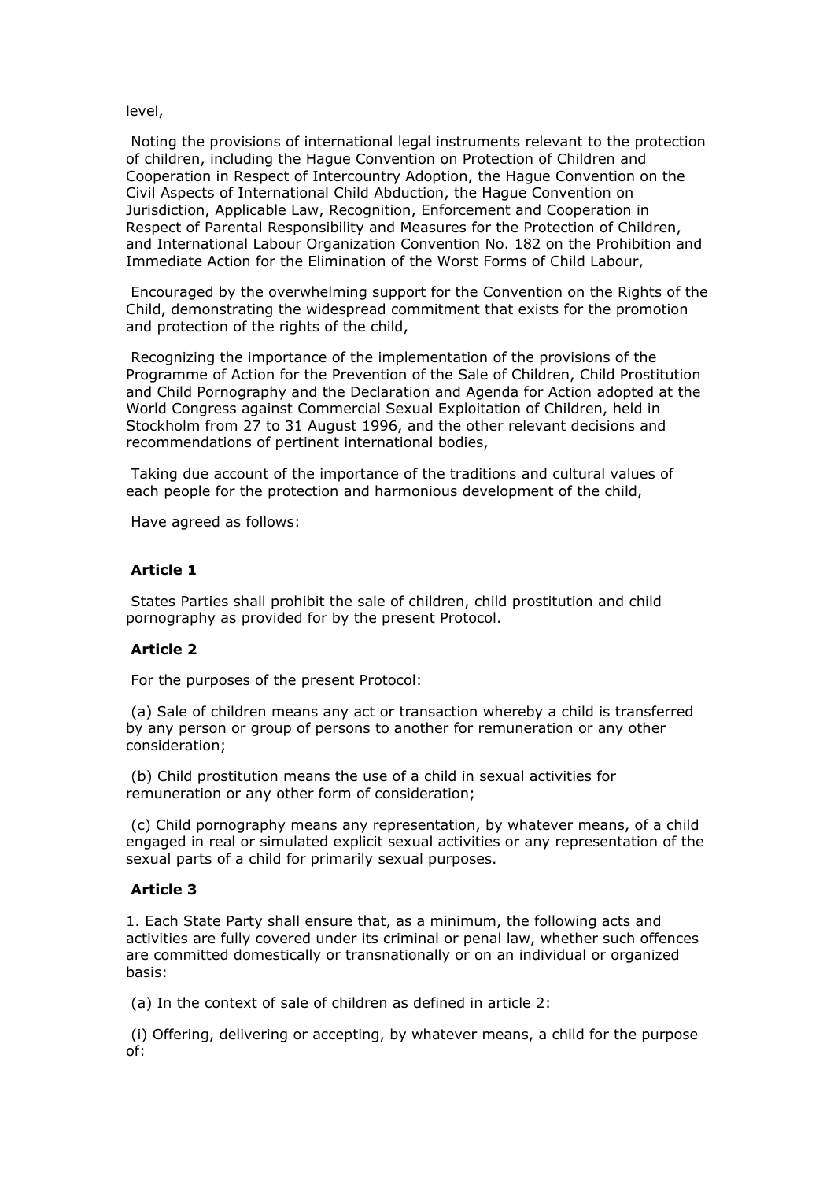level,

Noting the provisions of international legal instruments relevant to the protection of children, including the Hague Convention on Protection of Children and Cooperation in Respect of Intercountry Adoption, the Hague Convention on the Civil Aspects of International Child Abduction, the Hague Convention on Jurisdiction, Applicable Law, Recognition, Enforcement and Cooperation in Respect of Parental Responsibility and Measures for the Protection of Children, and International Labour Organization Convention No. 182 on the Prohibition and Immediate Action for the Elimination of the Worst Forms of Child Labour,

Encouraged by the overwhelming support for the Convention on the Rights of the Child, demonstrating the widespread commitment that exists for the promotion and protection of the rights of the child,

Recognizing the importance of the implementation of the provisions of the Programme of Action for the Prevention of the Sale of Children, Child Prostitution and Child Pornography and the Declaration and Agenda for Action adopted at the World Congress against Commercial Sexual Exploitation of Children, held in Stockholm from 27 to 31 August 1996, and the other relevant decisions and recommendations of pertinent international bodies,

Taking due account of the importance of the traditions and cultural values of each people for the protection and harmonious development of the child,

Have agreed as follows:

### Article 1

States Parties shall prohibit the sale of children, child prostitution and child pornography as provided for by the present Protocol.

### Article 2

For the purposes of the present Protocol:

(a) Sale of children means any act or transaction whereby a child is transferred by any person or group of persons to another for remuneration or any other consideration;

(b) Child prostitution means the use of a child in sexual activities for remuneration or any other form of consideration;

(c) Child pornography means any representation, by whatever means, of a child engaged in real or simulated explicit sexual activities or any representation of the sexual parts of a child for primarily sexual purposes.

### Article 3

1. Each State Party shall ensure that, as a minimum, the following acts and activities are fully covered under its criminal or penal law, whether such offences are committed domestically or transnationally or on an individual or organized basis:

(a) In the context of sale of children as defined in article 2:

(i) Offering, delivering or accepting, by whatever means, a child for the purpose of: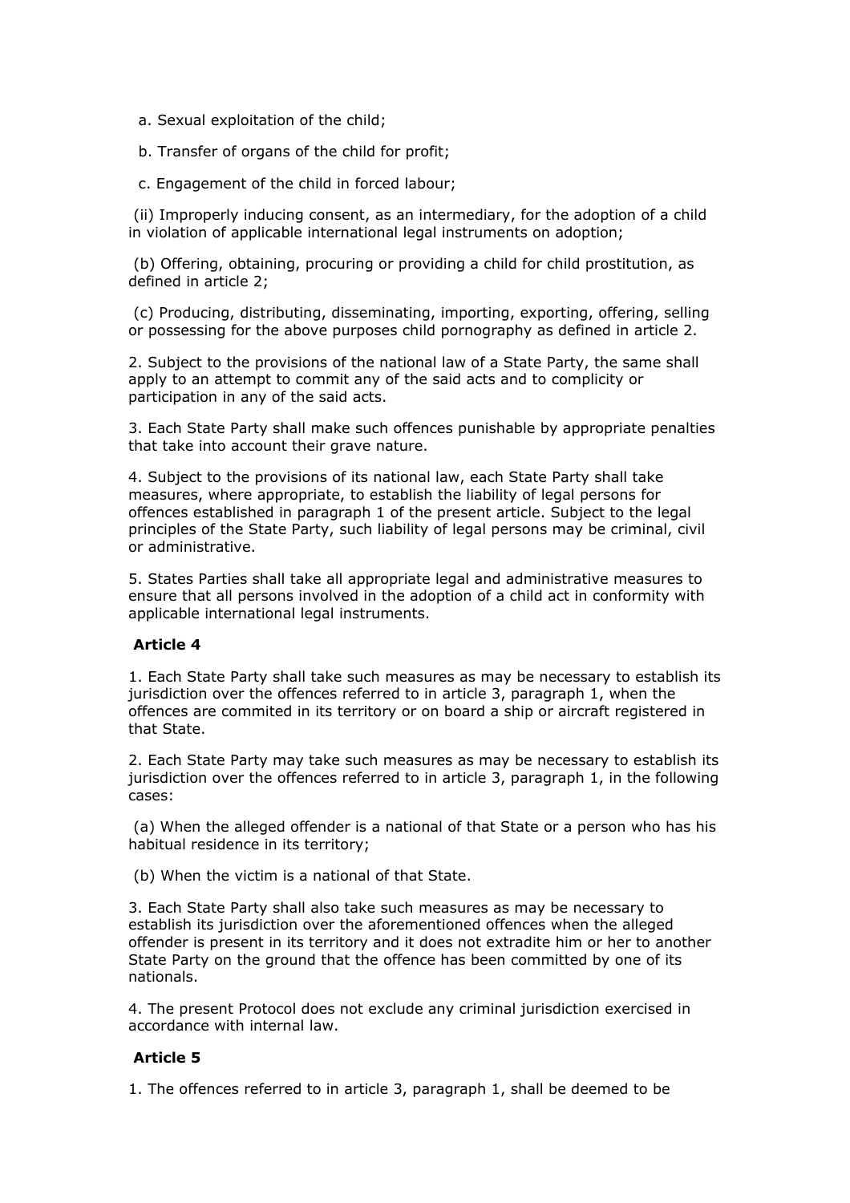a. Sexual exploitation of the child;

b. Transfer of organs of the child for profit;

c. Engagement of the child in forced labour;

(ii) Improperly inducing consent, as an intermediary, for the adoption of a child in violation of applicable international legal instruments on adoption;

(b) Offering, obtaining, procuring or providing a child for child prostitution, as defined in article 2;

(c) Producing, distributing, disseminating, importing, exporting, offering, selling or possessing for the above purposes child pornography as defined in article 2.

2. Subject to the provisions of the national law of a State Party, the same shall apply to an attempt to commit any of the said acts and to complicity or participation in any of the said acts.

3. Each State Party shall make such offences punishable by appropriate penalties that take into account their grave nature.

4. Subject to the provisions of its national law, each State Party shall take measures, where appropriate, to establish the liability of legal persons for offences established in paragraph 1 of the present article. Subject to the legal principles of the State Party, such liability of legal persons may be criminal, civil or administrative.

5. States Parties shall take all appropriate legal and administrative measures to ensure that all persons involved in the adoption of a child act in conformity with applicable international legal instruments.

**Article 4**

1. Each State Party shall take such measures as may be necessary to establish its jurisdiction over the offences referred to in article 3, paragraph 1, when the offences are commited in its territory or on board a ship or aircraft registered in that State.

2. Each State Party may take such measures as may be necessary to establish its jurisdiction over the offences referred to in article 3, paragraph 1, in the following cases:

(a) When the alleged offender is a national of that State or a person who has his habitual residence in its territory;

(b) When the victim is a national of that State.

3. Each State Party shall also take such measures as may be necessary to establish its jurisdiction over the aforementioned offences when the alleged offender is present in its territory and it does not extradite him or her to another State Party on the ground that the offence has been committed by one of its nationals.

4. The present Protocol does not exclude any criminal jurisdiction exercised in accordance with internal law.

**Article 5**

1. The offences referred to in article 3, paragraph 1, shall be deemed to be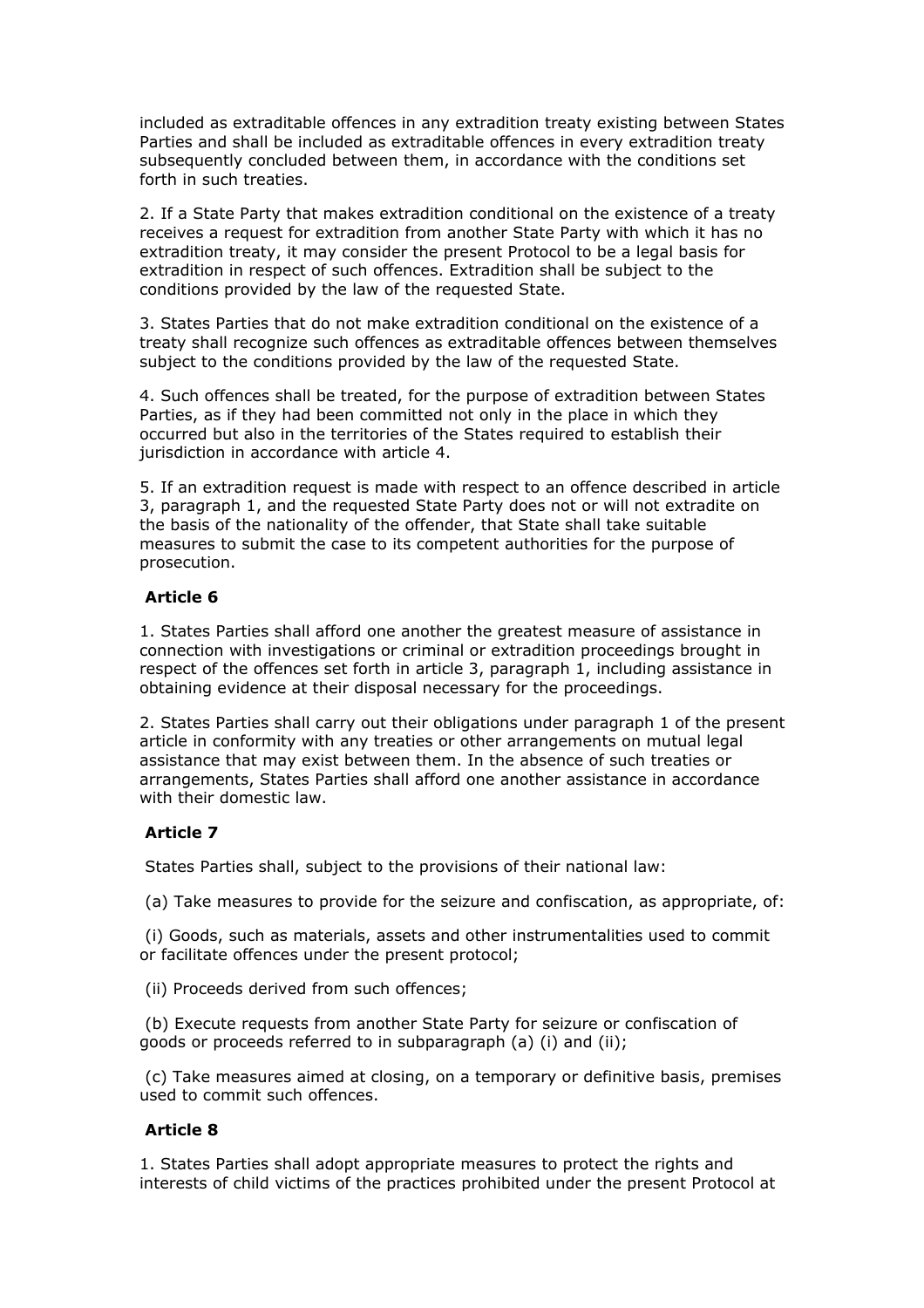included as extraditable offences in any extradition treaty existing between States Parties and shall be included as extraditable offences in every extradition treaty subsequently concluded between them, in accordance with the conditions set forth in such treaties.

2. If a State Party that makes extradition conditional on the existence of a treaty receives a request for extradition from another State Party with which it has no extradition treaty, it may consider the present Protocol to be a legal basis for extradition in respect of such offences. Extradition shall be subject to the conditions provided by the law of the requested State.

3. States Parties that do not make extradition conditional on the existence of a treaty shall recognize such offences as extraditable offences between themselves subject to the conditions provided by the law of the requested State.

4. Such offences shall be treated, for the purpose of extradition between States Parties, as if they had been committed not only in the place in which they occurred but also in the territories of the States required to establish their jurisdiction in accordance with article 4.

5. If an extradition request is made with respect to an offence described in article 3, paragraph 1, and the requested State Party does not or will not extradite on the basis of the nationality of the offender, that State shall take suitable measures to submit the case to its competent authorities for the purpose of prosecution.

**Article 6**

1. States Parties shall afford one another the greatest measure of assistance in connection with investigations or criminal or extradition proceedings brought in respect of the offences set forth in article 3, paragraph 1, including assistance in obtaining evidence at their disposal necessary for the proceedings.

2. States Parties shall carry out their obligations under paragraph 1 of the present article in conformity with any treaties or other arrangements on mutual legal assistance that may exist between them. In the absence of such treaties or arrangements, States Parties shall afford one another assistance in accordance with their domestic law.

**Article 7**

States Parties shall, subject to the provisions of their national law:

(a) Take measures to provide for the seizure and confiscation, as appropriate, of:

(i) Goods, such as materials, assets and other instrumentalities used to commit or facilitate offences under the present protocol;

(ii) Proceeds derived from such offences;

(b) Execute requests from another State Party for seizure or confiscation of goods or proceeds referred to in subparagraph (a) (i) and (ii);

(c) Take measures aimed at closing, on a temporary or definitive basis, premises used to commit such offences.

**Article 8**

1. States Parties shall adopt appropriate measures to protect the rights and interests of child victims of the practices prohibited under the present Protocol at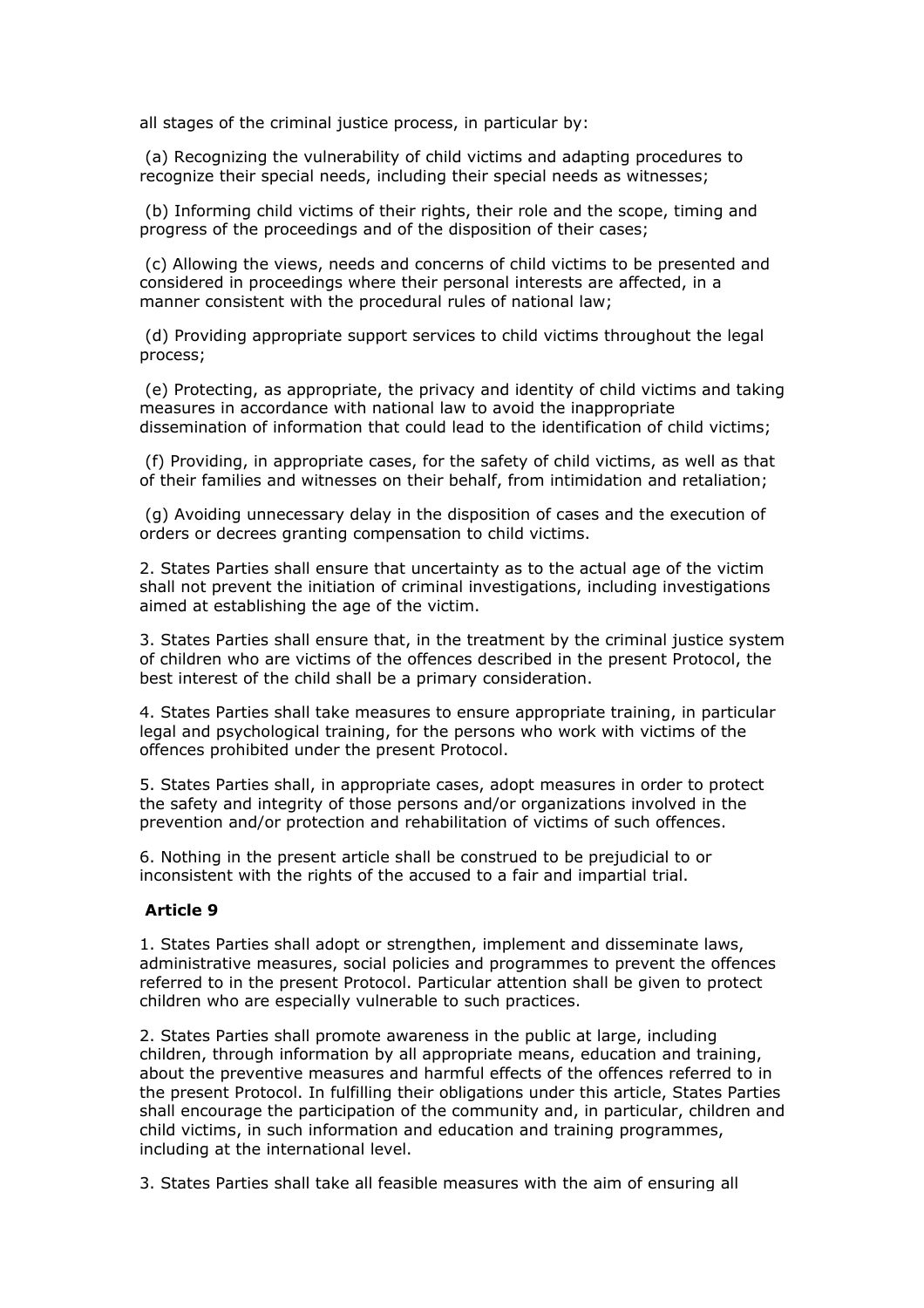all stages of the criminal justice process, in particular by:

(a) Recognizing the vulnerability of child victims and adapting procedures to recognize their special needs, including their special needs as witnesses;

(b) Informing child victims of their rights, their role and the scope, timing and progress of the proceedings and of the disposition of their cases;

(c) Allowing the views, needs and concerns of child victims to be presented and considered in proceedings where their personal interests are affected, in a manner consistent with the procedural rules of national law;

(d) Providing appropriate support services to child victims throughout the legal process;

(e) Protecting, as appropriate, the privacy and identity of child victims and taking measures in accordance with national law to avoid the inappropriate dissemination of information that could lead to the identification of child victims;

(f) Providing, in appropriate cases, for the safety of child victims, as well as that of their families and witnesses on their behalf, from intimidation and retaliation;

(g) Avoiding unnecessary delay in the disposition of cases and the execution of orders or decrees granting compensation to child victims.

2. States Parties shall ensure that uncertainty as to the actual age of the victim shall not prevent the initiation of criminal investigations, including investigations aimed at establishing the age of the victim.

3. States Parties shall ensure that, in the treatment by the criminal justice system of children who are victims of the offences described in the present Protocol, the best interest of the child shall be a primary consideration.

4. States Parties shall take measures to ensure appropriate training, in particular legal and psychological training, for the persons who work with victims of the offences prohibited under the present Protocol.

5. States Parties shall, in appropriate cases, adopt measures in order to protect the safety and integrity of those persons and/or organizations involved in the prevention and/or protection and rehabilitation of victims of such offences.

6. Nothing in the present article shall be construed to be prejudicial to or inconsistent with the rights of the accused to a fair and impartial trial.

**Article 9**

1. States Parties shall adopt or strengthen, implement and disseminate laws, administrative measures, social policies and programmes to prevent the offences referred to in the present Protocol. Particular attention shall be given to protect children who are especially vulnerable to such practices.

2. States Parties shall promote awareness in the public at large, including children, through information by all appropriate means, education and training, about the preventive measures and harmful effects of the offences referred to in the present Protocol. In fulfilling their obligations under this article, States Parties shall encourage the participation of the community and, in particular, children and child victims, in such information and education and training programmes, including at the international level.

3. States Parties shall take all feasible measures with the aim of ensuring all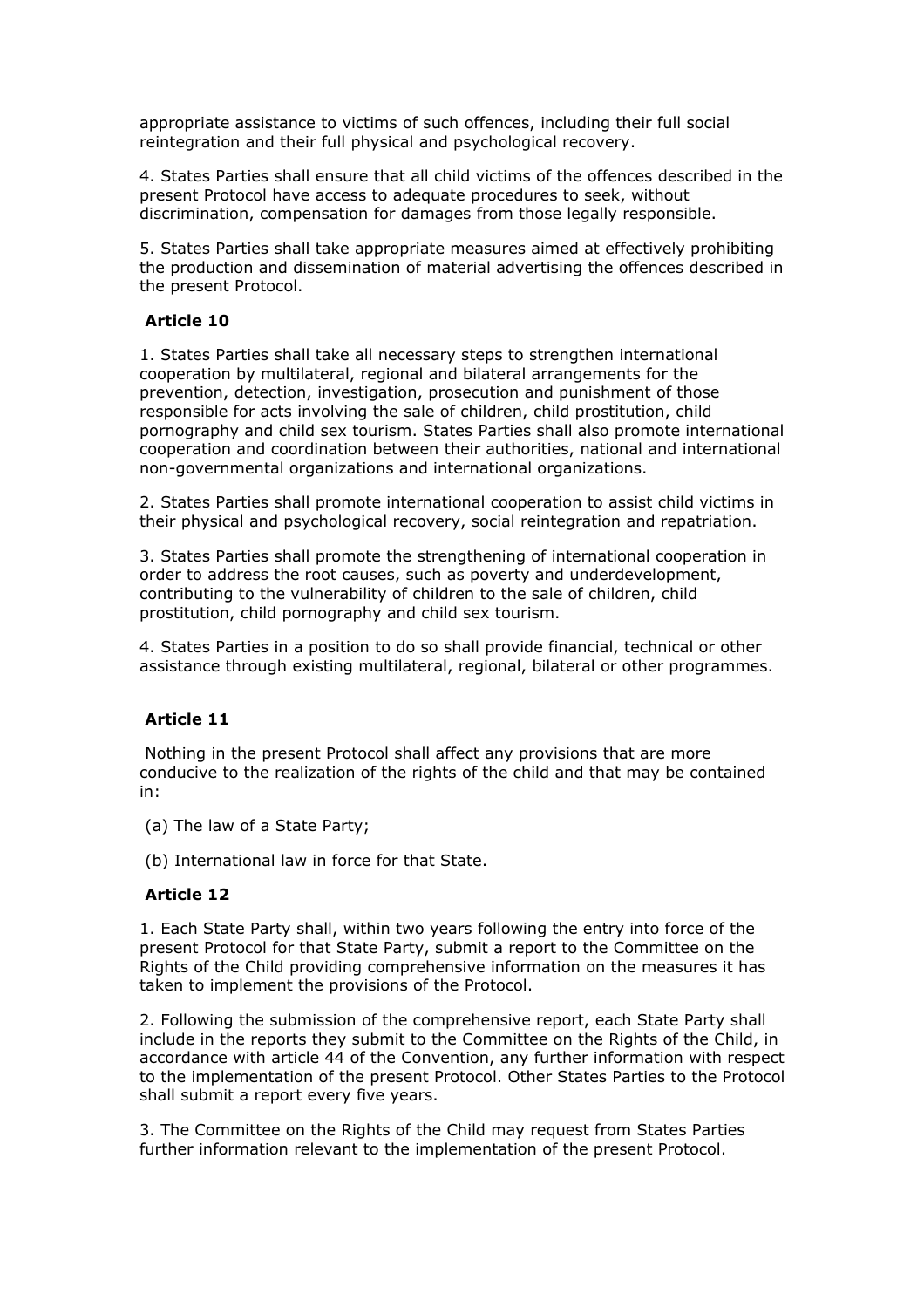appropriate assistance to victims of such offences, including their full social reintegration and their full physical and psychological recovery.

4. States Parties shall ensure that all child victims of the offences described in the present Protocol have access to adequate procedures to seek, without discrimination, compensation for damages from those legally responsible.

5. States Parties shall take appropriate measures aimed at effectively prohibiting the production and dissemination of material advertising the offences described in the present Protocol.

**Article 10**

1. States Parties shall take all necessary steps to strengthen international cooperation by multilateral, regional and bilateral arrangements for the prevention, detection, investigation, prosecution and punishment of those responsible for acts involving the sale of children, child prostitution, child pornography and child sex tourism. States Parties shall also promote international cooperation and coordination between their authorities, national and international non-governmental organizations and international organizations.

2. States Parties shall promote international cooperation to assist child victims in their physical and psychological recovery, social reintegration and repatriation.

3. States Parties shall promote the strengthening of international cooperation in order to address the root causes, such as poverty and underdevelopment, contributing to the vulnerability of children to the sale of children, child prostitution, child pornography and child sex tourism.

4. States Parties in a position to do so shall provide financial, technical or other assistance through existing multilateral, regional, bilateral or other programmes.

**Article 11**

Nothing in the present Protocol shall affect any provisions that are more conducive to the realization of the rights of the child and that may be contained in:

(a) The law of a State Party;

(b) International law in force for that State.

**Article 12**

1. Each State Party shall, within two years following the entry into force of the present Protocol for that State Party, submit a report to the Committee on the Rights of the Child providing comprehensive information on the measures it has taken to implement the provisions of the Protocol.

2. Following the submission of the comprehensive report, each State Party shall include in the reports they submit to the Committee on the Rights of the Child, in accordance with article 44 of the Convention, any further information with respect to the implementation of the present Protocol. Other States Parties to the Protocol shall submit a report every five years.

3. The Committee on the Rights of the Child may request from States Parties further information relevant to the implementation of the present Protocol.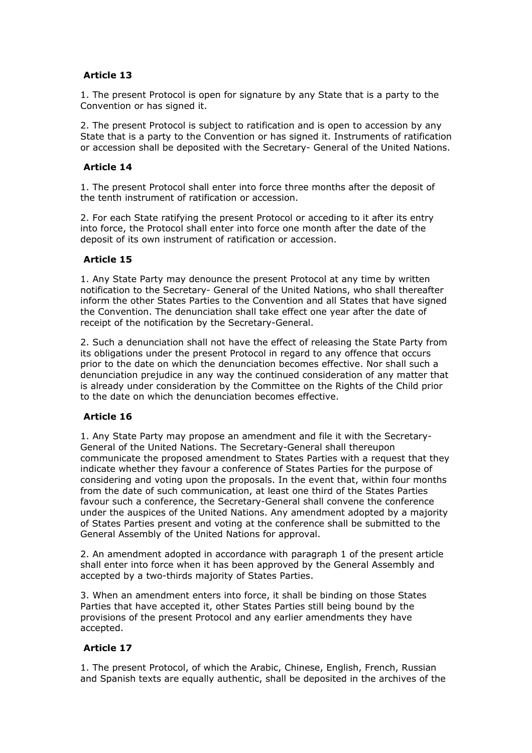**Article 13**

1. The present Protocol is open for signature by any State that is a party to the Convention or has signed it.

2. The present Protocol is subject to ratification and is open to accession by any State that is a party to the Convention or has signed it. Instruments of ratification or accession shall be deposited with the Secretary- General of the United Nations.

**Article 14**

1. The present Protocol shall enter into force three months after the deposit of the tenth instrument of ratification or accession.

2. For each State ratifying the present Protocol or acceding to it after its entry into force, the Protocol shall enter into force one month after the date of the deposit of its own instrument of ratification or accession.

**Article 15**

1. Any State Party may denounce the present Protocol at any time by written notification to the Secretary- General of the United Nations, who shall thereafter inform the other States Parties to the Convention and all States that have signed the Convention. The denunciation shall take effect one year after the date of receipt of the notification by the Secretary-General.

2. Such a denunciation shall not have the effect of releasing the State Party from its obligations under the present Protocol in regard to any offence that occurs prior to the date on which the denunciation becomes effective. Nor shall such a denunciation prejudice in any way the continued consideration of any matter that is already under consideration by the Committee on the Rights of the Child prior to the date on which the denunciation becomes effective.

**Article 16**

1. Any State Party may propose an amendment and file it with the Secretary-General of the United Nations. The Secretary-General shall thereupon communicate the proposed amendment to States Parties with a request that they indicate whether they favour a conference of States Parties for the purpose of considering and voting upon the proposals. In the event that, within four months from the date of such communication, at least one third of the States Parties favour such a conference, the Secretary-General shall convene the conference under the auspices of the United Nations. Any amendment adopted by a majority of States Parties present and voting at the conference shall be submitted to the General Assembly of the United Nations for approval.

2. An amendment adopted in accordance with paragraph 1 of the present article shall enter into force when it has been approved by the General Assembly and accepted by a two-thirds majority of States Parties.

3. When an amendment enters into force, it shall be binding on those States Parties that have accepted it, other States Parties still being bound by the provisions of the present Protocol and any earlier amendments they have accepted.

**Article 17**

1. The present Protocol, of which the Arabic, Chinese, English, French, Russian and Spanish texts are equally authentic, shall be deposited in the archives of the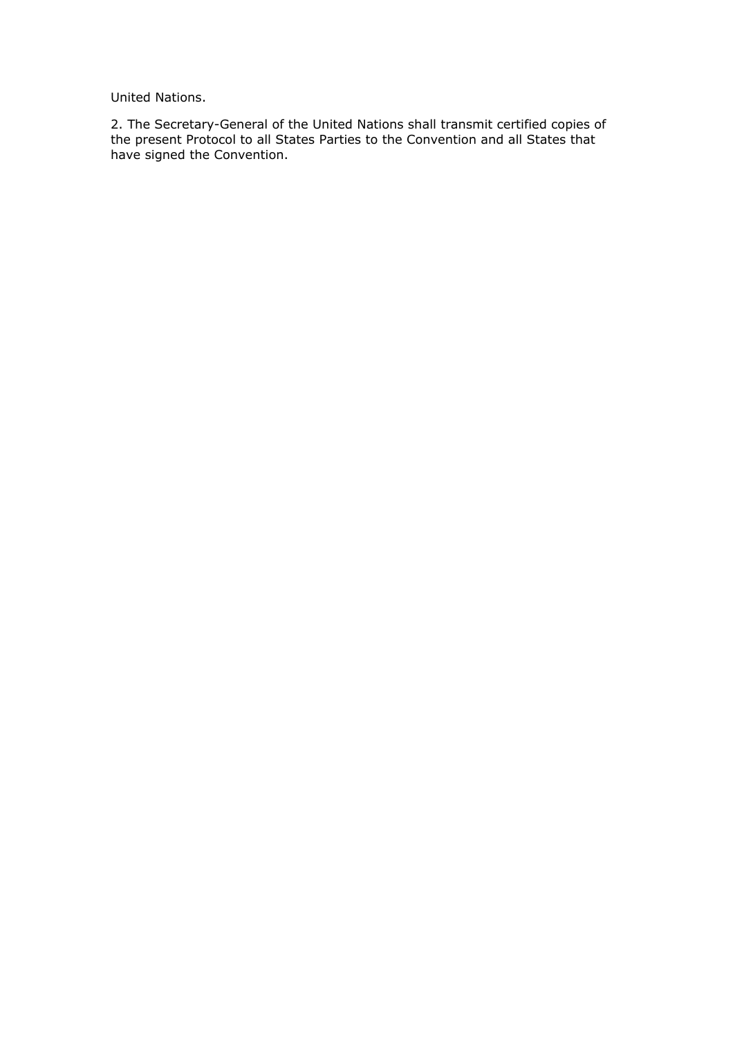United Nations.

2. The Secretary-General of the United Nations shall transmit certified copies of the present Protocol to all States Parties to the Convention and all States that have signed the Convention.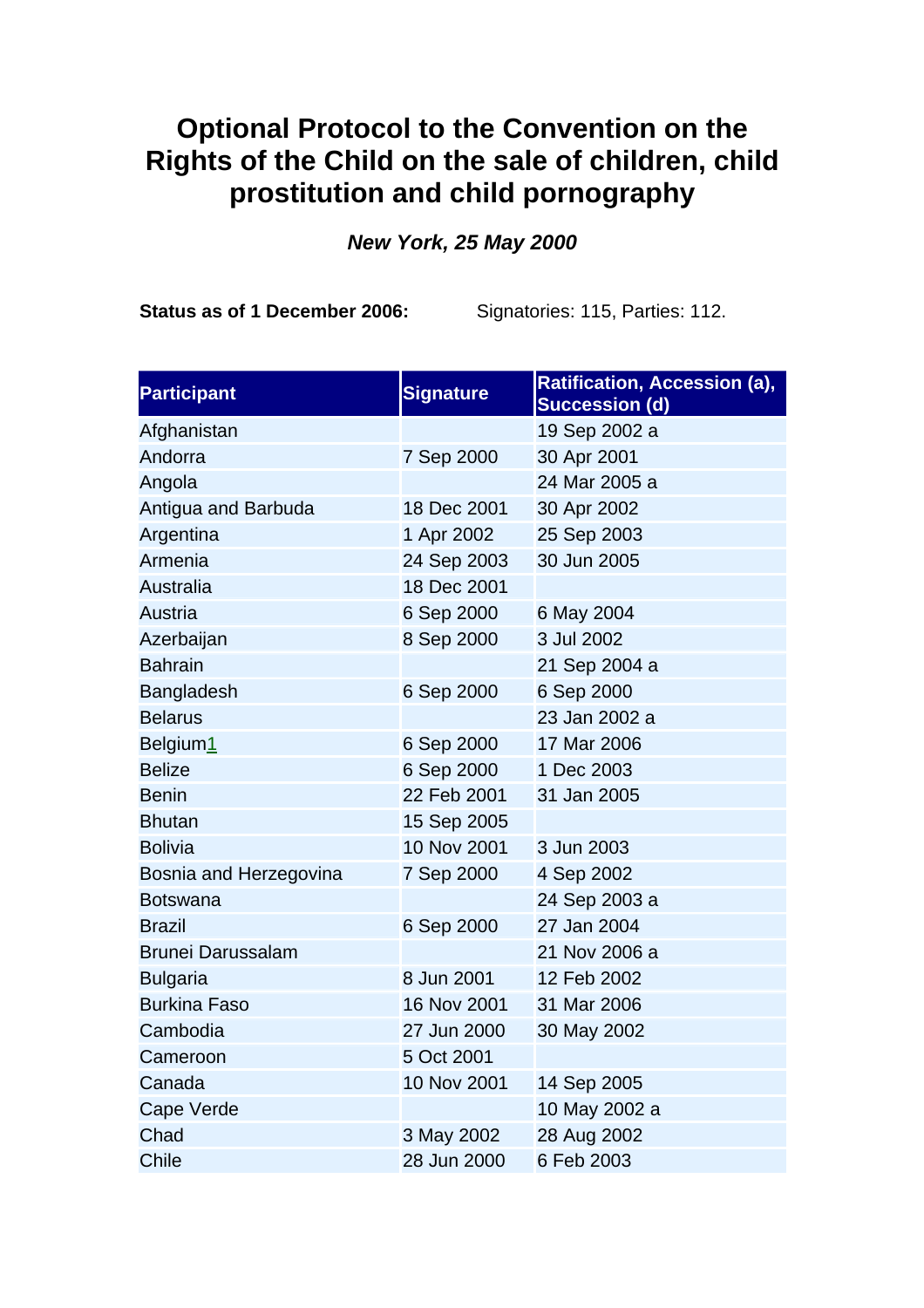# Optional Protocol to the Convention on the Rights of the Child on the sale of children, child prostitution and child pornography

***New York, 25 May 2000***

**Status as of 1 December 2006:** Signatories: 115, Parties: 112.

| Participant | Signature | Ratification, Accession (a), Succession (d) |
|---|---|---|
| Afghanistan | | 19 Sep 2002 a |
| Andorra | 7 Sep 2000 | 30 Apr 2001 |
| Angola | | 24 Mar 2005 a |
| Antigua and Barbuda | 18 Dec 2001 | 30 Apr 2002 |
| Argentina | 1 Apr 2002 | 25 Sep 2003 |
| Armenia | 24 Sep 2003 | 30 Jun 2005 |
| Australia | 18 Dec 2001 | |
| Austria | 6 Sep 2000 | 6 May 2004 |
| Azerbaijan | 8 Sep 2000 | 3 Jul 2002 |
| Bahrain | | 21 Sep 2004 a |
| Bangladesh | 6 Sep 2000 | 6 Sep 2000 |
| Belarus | | 23 Jan 2002 a |
| Belgium1 | 6 Sep 2000 | 17 Mar 2006 |
| Belize | 6 Sep 2000 | 1 Dec 2003 |
| Benin | 22 Feb 2001 | 31 Jan 2005 |
| Bhutan | 15 Sep 2005 | |
| Bolivia | 10 Nov 2001 | 3 Jun 2003 |
| Bosnia and Herzegovina | 7 Sep 2000 | 4 Sep 2002 |
| Botswana | | 24 Sep 2003 a |
| Brazil | 6 Sep 2000 | 27 Jan 2004 |
| Brunei Darussalam | | 21 Nov 2006 a |
| Bulgaria | 8 Jun 2001 | 12 Feb 2002 |
| Burkina Faso | 16 Nov 2001 | 31 Mar 2006 |
| Cambodia | 27 Jun 2000 | 30 May 2002 |
| Cameroon | 5 Oct 2001 | |
| Canada | 10 Nov 2001 | 14 Sep 2005 |
| Cape Verde | | 10 May 2002 a |
| Chad | 3 May 2002 | 28 Aug 2002 |
| Chile | 28 Jun 2000 | 6 Feb 2003 |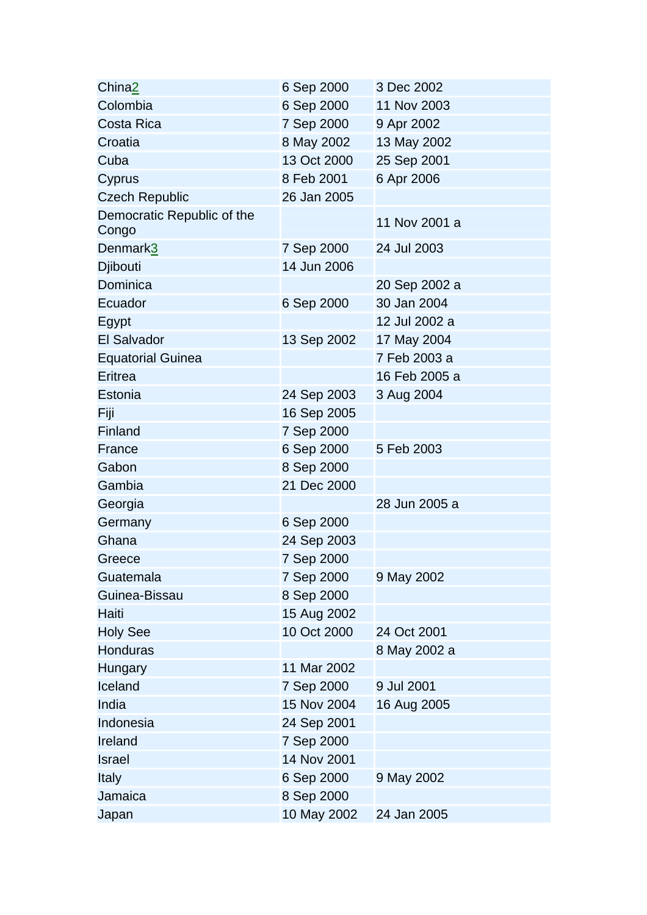| | | |
|---|---|---|
| China[2] | 6 Sep 2000 | 3 Dec 2002 |
| Colombia | 6 Sep 2000 | 11 Nov 2003 |
| Costa Rica | 7 Sep 2000 | 9 Apr 2002 |
| Croatia | 8 May 2002 | 13 May 2002 |
| Cuba | 13 Oct 2000 | 25 Sep 2001 |
| Cyprus | 8 Feb 2001 | 6 Apr 2006 |
| Czech Republic | 26 Jan 2005 | |
| Democratic Republic of the Congo | | 11 Nov 2001 a |
| Denmark[3] | 7 Sep 2000 | 24 Jul 2003 |
| Djibouti | 14 Jun 2006 | |
| Dominica | | 20 Sep 2002 a |
| Ecuador | 6 Sep 2000 | 30 Jan 2004 |
| Egypt | | 12 Jul 2002 a |
| El Salvador | 13 Sep 2002 | 17 May 2004 |
| Equatorial Guinea | | 7 Feb 2003 a |
| Eritrea | | 16 Feb 2005 a |
| Estonia | 24 Sep 2003 | 3 Aug 2004 |
| Fiji | 16 Sep 2005 | |
| Finland | 7 Sep 2000 | |
| France | 6 Sep 2000 | 5 Feb 2003 |
| Gabon | 8 Sep 2000 | |
| Gambia | 21 Dec 2000 | |
| Georgia | | 28 Jun 2005 a |
| Germany | 6 Sep 2000 | |
| Ghana | 24 Sep 2003 | |
| Greece | 7 Sep 2000 | |
| Guatemala | 7 Sep 2000 | 9 May 2002 |
| Guinea-Bissau | 8 Sep 2000 | |
| Haiti | 15 Aug 2002 | |
| Holy See | 10 Oct 2000 | 24 Oct 2001 |
| Honduras | | 8 May 2002 a |
| Hungary | 11 Mar 2002 | |
| Iceland | 7 Sep 2000 | 9 Jul 2001 |
| India | 15 Nov 2004 | 16 Aug 2005 |
| Indonesia | 24 Sep 2001 | |
| Ireland | 7 Sep 2000 | |
| Israel | 14 Nov 2001 | |
| Italy | 6 Sep 2000 | 9 May 2002 |
| Jamaica | 8 Sep 2000 | |
| Japan | 10 May 2002 | 24 Jan 2005 |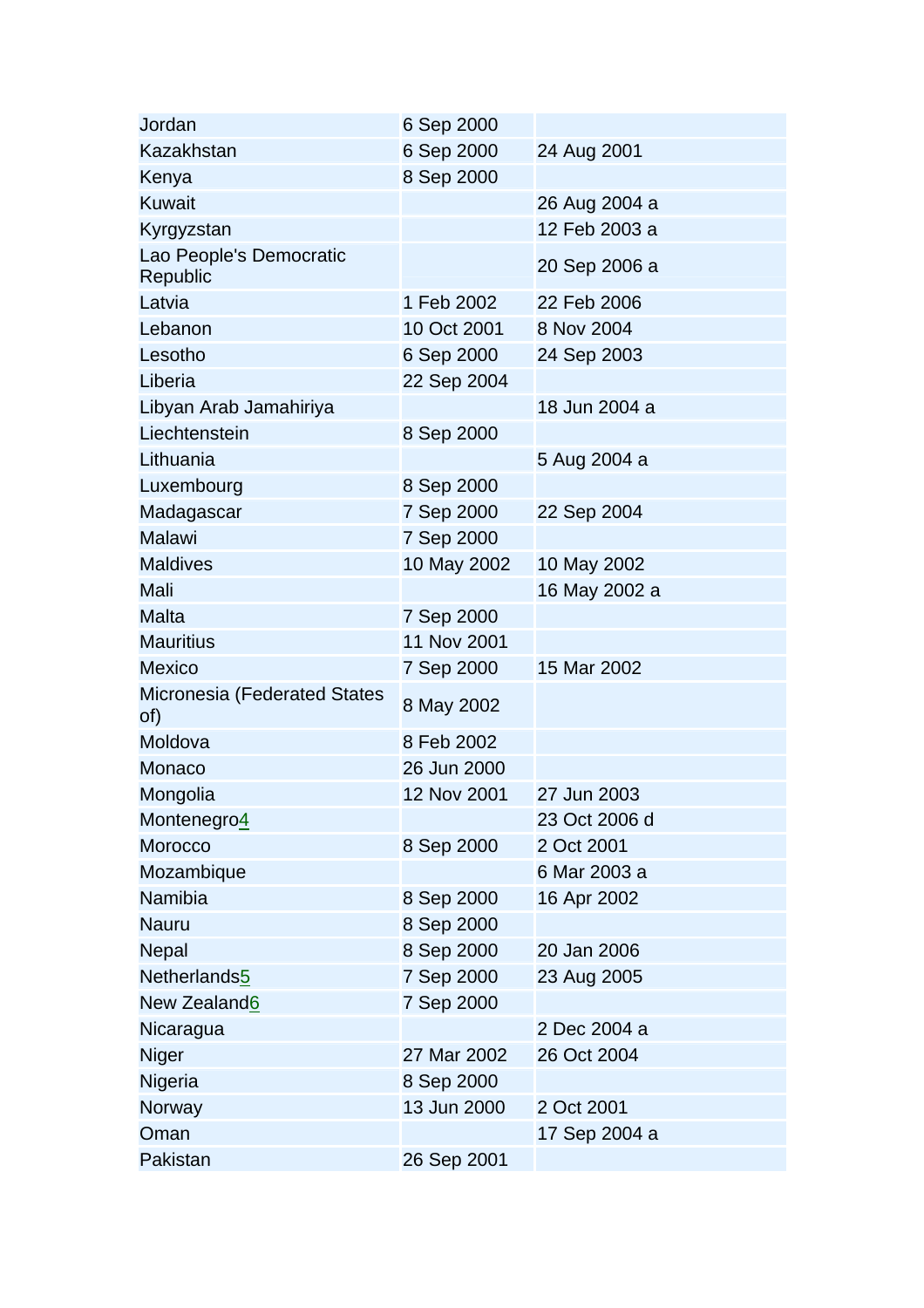| | | |
|---|---|---|
| Jordan | 6 Sep 2000 | |
| Kazakhstan | 6 Sep 2000 | 24 Aug 2001 |
| Kenya | 8 Sep 2000 | |
| Kuwait | | 26 Aug 2004 a |
| Kyrgyzstan | | 12 Feb 2003 a |
| Lao People's Democratic Republic | | 20 Sep 2006 a |
| Latvia | 1 Feb 2002 | 22 Feb 2006 |
| Lebanon | 10 Oct 2001 | 8 Nov 2004 |
| Lesotho | 6 Sep 2000 | 24 Sep 2003 |
| Liberia | 22 Sep 2004 | |
| Libyan Arab Jamahiriya | | 18 Jun 2004 a |
| Liechtenstein | 8 Sep 2000 | |
| Lithuania | | 5 Aug 2004 a |
| Luxembourg | 8 Sep 2000 | |
| Madagascar | 7 Sep 2000 | 22 Sep 2004 |
| Malawi | 7 Sep 2000 | |
| Maldives | 10 May 2002 | 10 May 2002 |
| Mali | | 16 May 2002 a |
| Malta | 7 Sep 2000 | |
| Mauritius | 11 Nov 2001 | |
| Mexico | 7 Sep 2000 | 15 Mar 2002 |
| Micronesia (Federated States of) | 8 May 2002 | |
| Moldova | 8 Feb 2002 | |
| Monaco | 26 Jun 2000 | |
| Mongolia | 12 Nov 2001 | 27 Jun 2003 |
| Montenegro4 | | 23 Oct 2006 d |
| Morocco | 8 Sep 2000 | 2 Oct 2001 |
| Mozambique | | 6 Mar 2003 a |
| Namibia | 8 Sep 2000 | 16 Apr 2002 |
| Nauru | 8 Sep 2000 | |
| Nepal | 8 Sep 2000 | 20 Jan 2006 |
| Netherlands5 | 7 Sep 2000 | 23 Aug 2005 |
| New Zealand6 | 7 Sep 2000 | |
| Nicaragua | | 2 Dec 2004 a |
| Niger | 27 Mar 2002 | 26 Oct 2004 |
| Nigeria | 8 Sep 2000 | |
| Norway | 13 Jun 2000 | 2 Oct 2001 |
| Oman | | 17 Sep 2004 a |
| Pakistan | 26 Sep 2001 | |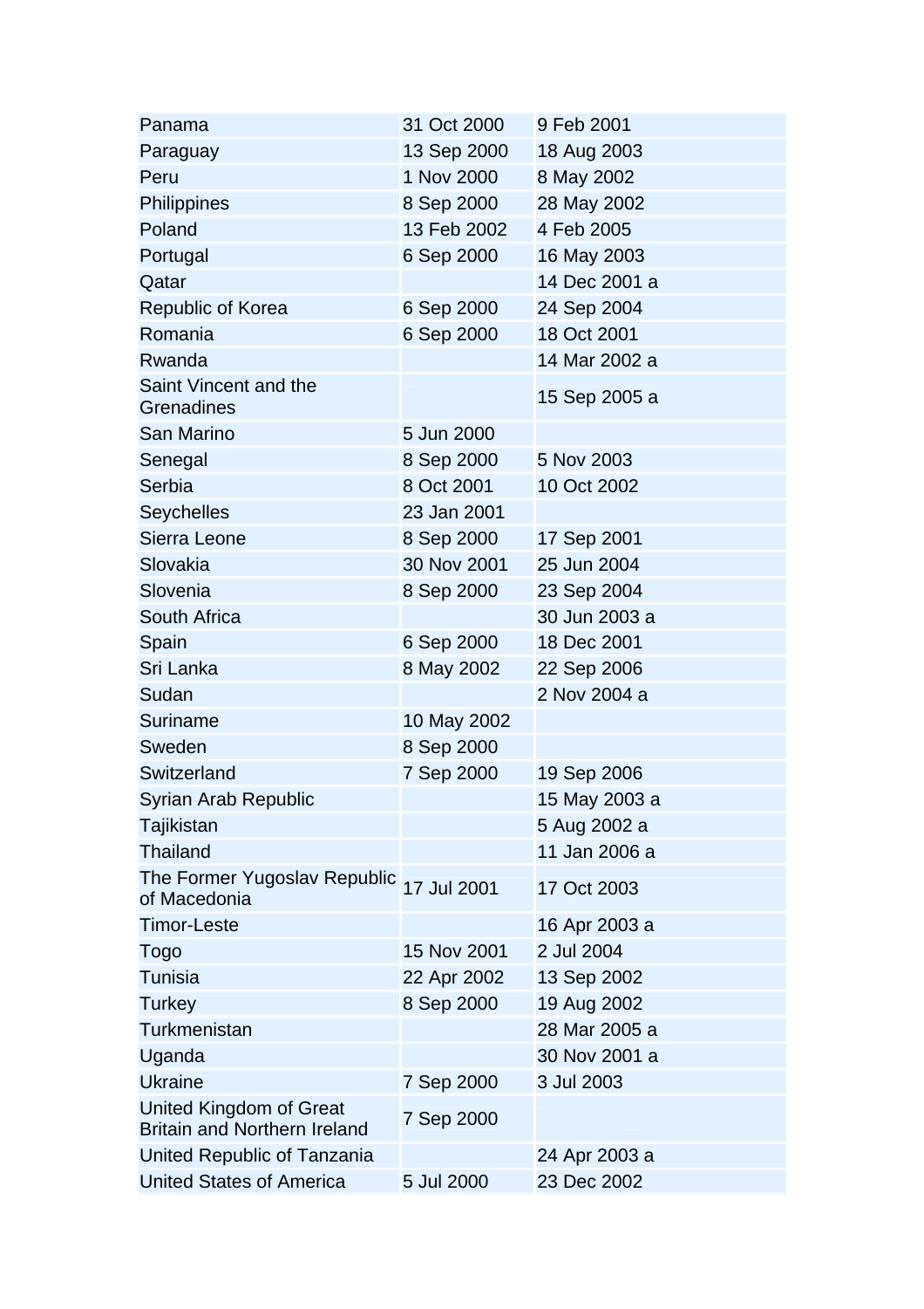| | | |
|---|---|---|
| Panama | 31 Oct 2000 | 9 Feb 2001 |
| Paraguay | 13 Sep 2000 | 18 Aug 2003 |
| Peru | 1 Nov 2000 | 8 May 2002 |
| Philippines | 8 Sep 2000 | 28 May 2002 |
| Poland | 13 Feb 2002 | 4 Feb 2005 |
| Portugal | 6 Sep 2000 | 16 May 2003 |
| Qatar | | 14 Dec 2001 a |
| Republic of Korea | 6 Sep 2000 | 24 Sep 2004 |
| Romania | 6 Sep 2000 | 18 Oct 2001 |
| Rwanda | | 14 Mar 2002 a |
| Saint Vincent and the Grenadines | | 15 Sep 2005 a |
| San Marino | 5 Jun 2000 | |
| Senegal | 8 Sep 2000 | 5 Nov 2003 |
| Serbia | 8 Oct 2001 | 10 Oct 2002 |
| Seychelles | 23 Jan 2001 | |
| Sierra Leone | 8 Sep 2000 | 17 Sep 2001 |
| Slovakia | 30 Nov 2001 | 25 Jun 2004 |
| Slovenia | 8 Sep 2000 | 23 Sep 2004 |
| South Africa | | 30 Jun 2003 a |
| Spain | 6 Sep 2000 | 18 Dec 2001 |
| Sri Lanka | 8 May 2002 | 22 Sep 2006 |
| Sudan | | 2 Nov 2004 a |
| Suriname | 10 May 2002 | |
| Sweden | 8 Sep 2000 | |
| Switzerland | 7 Sep 2000 | 19 Sep 2006 |
| Syrian Arab Republic | | 15 May 2003 a |
| Tajikistan | | 5 Aug 2002 a |
| Thailand | | 11 Jan 2006 a |
| The Former Yugoslav Republic of Macedonia | 17 Jul 2001 | 17 Oct 2003 |
| Timor-Leste | | 16 Apr 2003 a |
| Togo | 15 Nov 2001 | 2 Jul 2004 |
| Tunisia | 22 Apr 2002 | 13 Sep 2002 |
| Turkey | 8 Sep 2000 | 19 Aug 2002 |
| Turkmenistan | | 28 Mar 2005 a |
| Uganda | | 30 Nov 2001 a |
| Ukraine | 7 Sep 2000 | 3 Jul 2003 |
| United Kingdom of Great Britain and Northern Ireland | 7 Sep 2000 | |
| United Republic of Tanzania | | 24 Apr 2003 a |
| United States of America | 5 Jul 2000 | 23 Dec 2002 |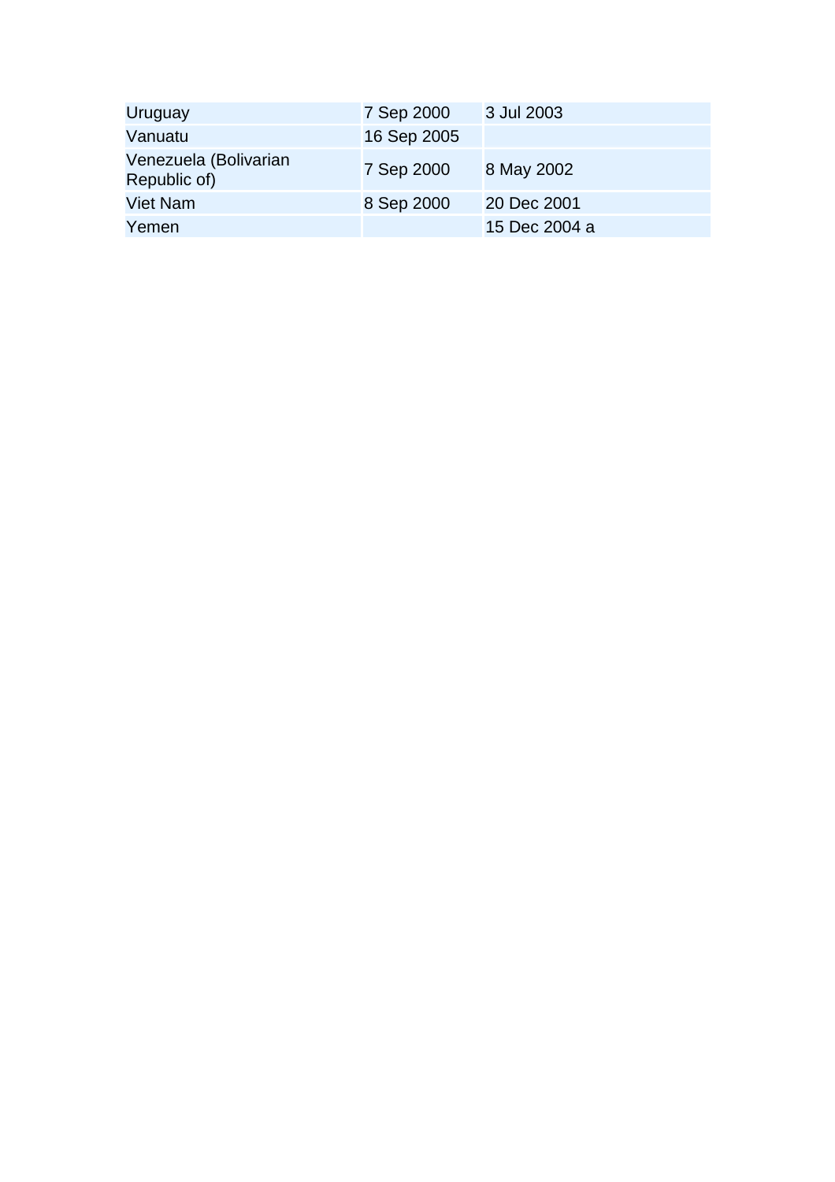| | | |
|---|---|---|
| Uruguay | 7 Sep 2000 | 3 Jul 2003 |
| Vanuatu | 16 Sep 2005 | |
| Venezuela (Bolivarian Republic of) | 7 Sep 2000 | 8 May 2002 |
| Viet Nam | 8 Sep 2000 | 20 Dec 2001 |
| Yemen | | 15 Dec 2004 a |